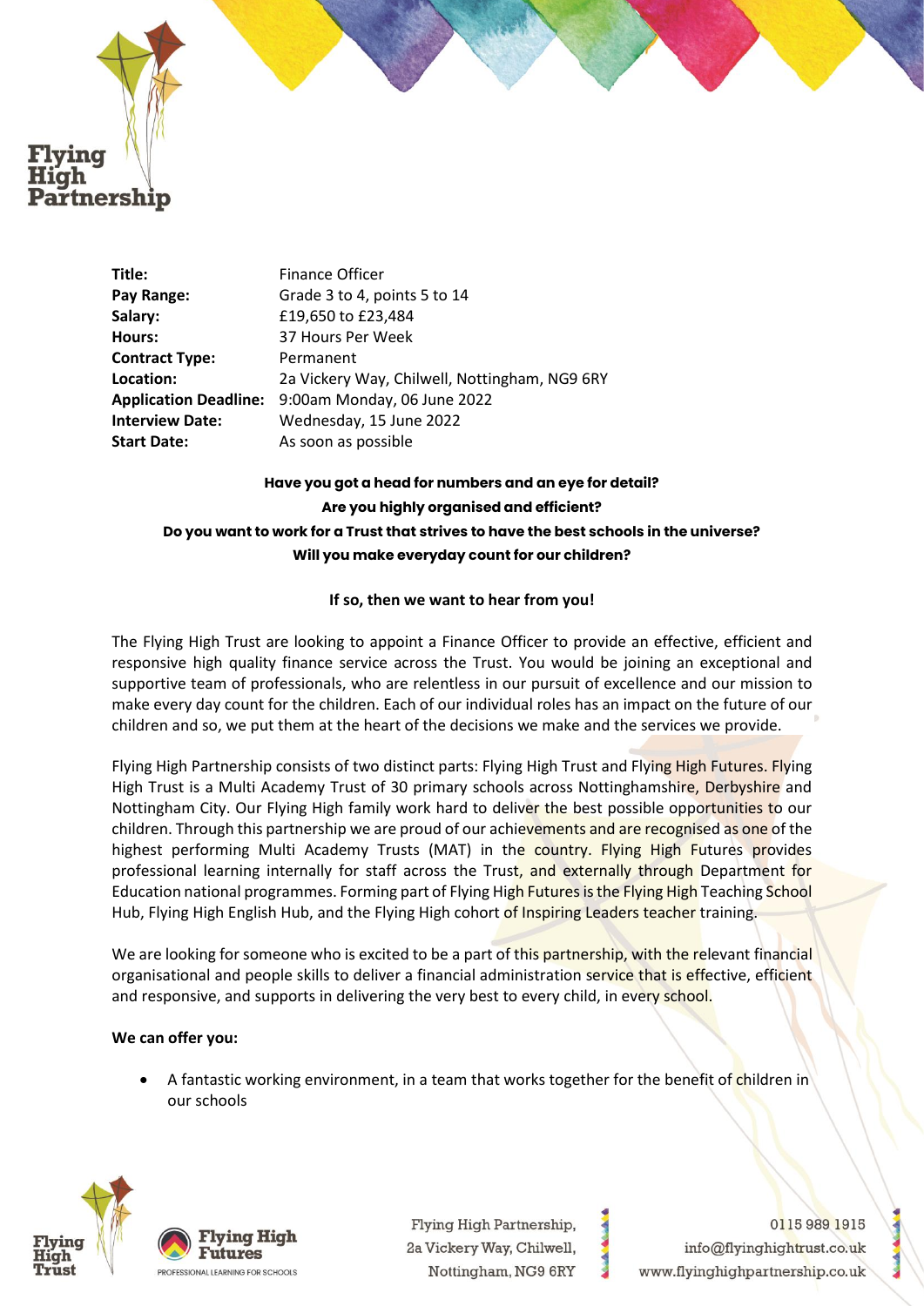| | |
|---|---|
| **Title:** | Finance Officer |
| **Pay Range:** | Grade 3 to 4, points 5 to 14 |
| **Salary:** | £19,650 to £23,484 |
| **Hours:** | 37 Hours Per Week |
| **Contract Type:** | Permanent |
| **Location:** | 2a Vickery Way, Chilwell, Nottingham, NG9 6RY |
| **Application Deadline:** | 9:00am Monday, 06 June 2022 |
| **Interview Date:** | Wednesday, 15 June 2022 |
| **Start Date:** | As soon as possible |

**Have you got a head for numbers and an eye for detail?**
**Are you highly organised and efficient?**
**Do you want to work for a Trust that strives to have the best schools in the universe?**
**Will you make everyday count for our children?**

**If so, then we want to hear from you!**

The Flying High Trust are looking to appoint a Finance Officer to provide an effective, efficient and responsive high quality finance service across the Trust. You would be joining an exceptional and supportive team of professionals, who are relentless in our pursuit of excellence and our mission to make every day count for the children. Each of our individual roles has an impact on the future of our children and so, we put them at the heart of the decisions we make and the services we provide.

Flying High Partnership consists of two distinct parts: Flying High Trust and Flying High Futures. Flying High Trust is a Multi Academy Trust of 30 primary schools across Nottinghamshire, Derbyshire and Nottingham City. Our Flying High family work hard to deliver the best possible opportunities to our children. Through this partnership we are proud of our achievements and are recognised as one of the highest performing Multi Academy Trusts (MAT) in the country. Flying High Futures provides professional learning internally for staff across the Trust, and externally through Department for Education national programmes. Forming part of Flying High Futures is the Flying High Teaching School Hub, Flying High English Hub, and the Flying High cohort of Inspiring Leaders teacher training.

We are looking for someone who is excited to be a part of this partnership, with the relevant financial organisational and people skills to deliver a financial administration service that is effective, efficient and responsive, and supports in delivering the very best to every child, in every school.

**We can offer you:**

- A fantastic working environment, in a team that works together for the benefit of children in our schools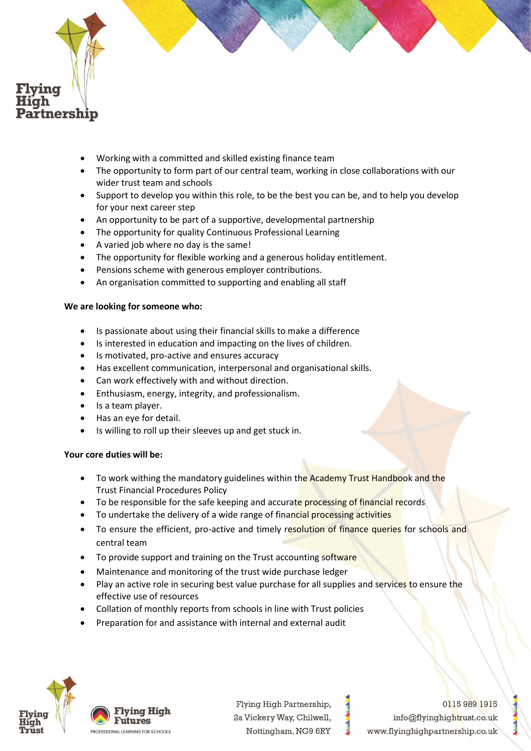- Working with a committed and skilled existing finance team
- The opportunity to form part of our central team, working in close collaborations with our wider trust team and schools
- Support to develop you within this role, to be the best you can be, and to help you develop for your next career step
- An opportunity to be part of a supportive, developmental partnership
- The opportunity for quality Continuous Professional Learning
- A varied job where no day is the same!
- The opportunity for flexible working and a generous holiday entitlement.
- Pensions scheme with generous employer contributions.
- An organisation committed to supporting and enabling all staff

**We are looking for someone who:**

- Is passionate about using their financial skills to make a difference
- Is interested in education and impacting on the lives of children.
- Is motivated, pro-active and ensures accuracy
- Has excellent communication, interpersonal and organisational skills.
- Can work effectively with and without direction.
- Enthusiasm, energy, integrity, and professionalism.
- Is a team player.
- Has an eye for detail.
- Is willing to roll up their sleeves up and get stuck in.

**Your core duties will be:**

- To work withing the mandatory guidelines within the Academy Trust Handbook and the Trust Financial Procedures Policy
- To be responsible for the safe keeping and accurate processing of financial records
- To undertake the delivery of a wide range of financial processing activities
- To ensure the efficient, pro-active and timely resolution of finance queries for schools and central team
- To provide support and training on the Trust accounting software
- Maintenance and monitoring of the trust wide purchase ledger
- Play an active role in securing best value purchase for all supplies and services to ensure the effective use of resources
- Collation of monthly reports from schools in line with Trust policies
- Preparation for and assistance with internal and external audit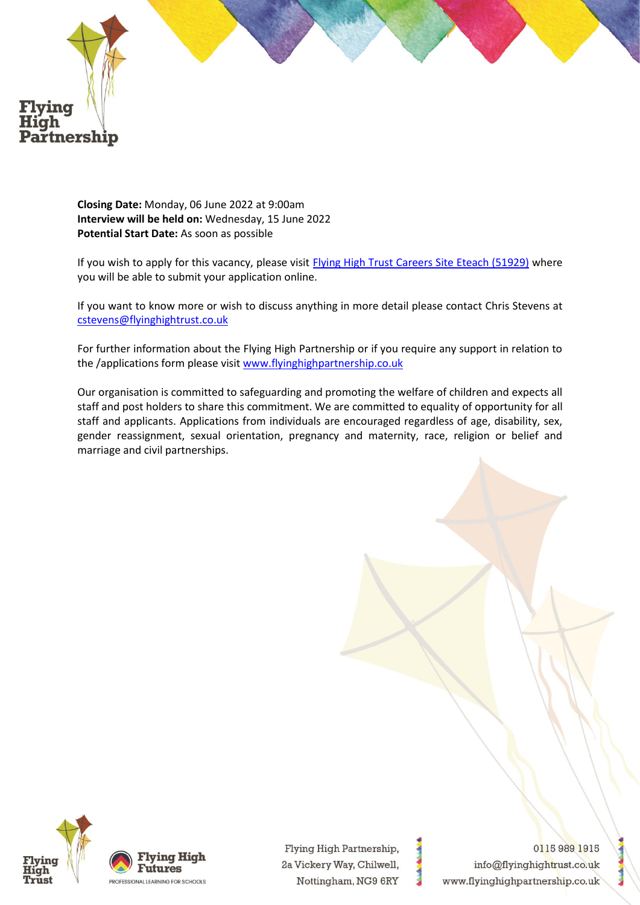**Closing Date:** Monday, 06 June 2022 at 9:00am
**Interview will be held on:** Wednesday, 15 June 2022
**Potential Start Date:** As soon as possible

If you wish to apply for this vacancy, please visit [Flying High Trust Careers Site Eteach (51929)]() where you will be able to submit your application online.

If you want to know more or wish to discuss anything in more detail please contact Chris Stevens at cstevens@flyinghightrust.co.uk

For further information about the Flying High Partnership or if you require any support in relation to the /applications form please visit www.flyinghighpartnership.co.uk

Our organisation is committed to safeguarding and promoting the welfare of children and expects all staff and post holders to share this commitment. We are committed to equality of opportunity for all staff and applicants. Applications from individuals are encouraged regardless of age, disability, sex, gender reassignment, sexual orientation, pregnancy and maternity, race, religion or belief and marriage and civil partnerships.

Flying High Partnership,
2a Vickery Way, Chilwell,
Nottingham, NG9 6RY

0115 989 1915
info@flyinghightrust.co.uk
www.flyinghighpartnership.co.uk